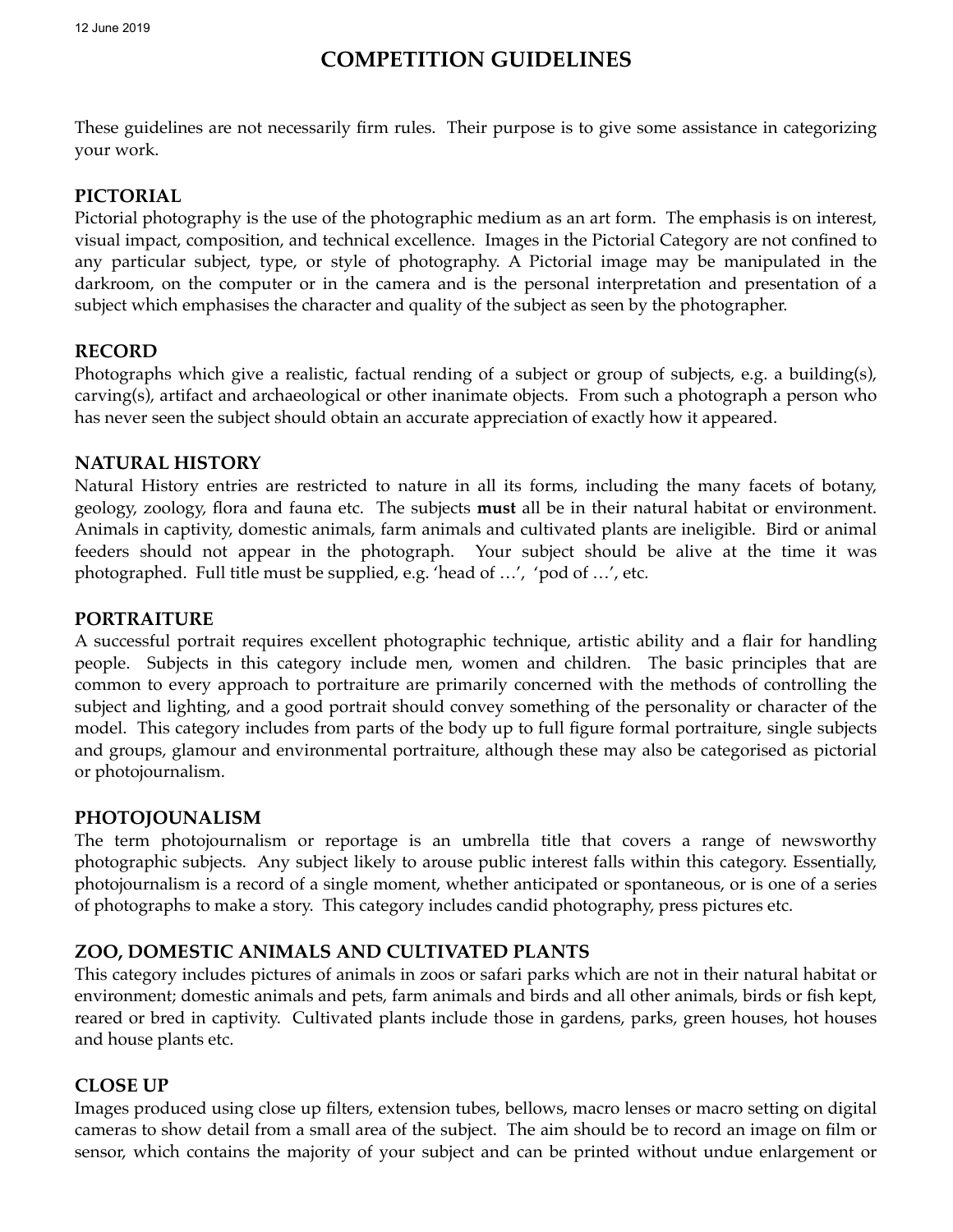12 June 2019

# COMPETITION GUIDELINES

These guidelines are not necessarily firm rules. Their purpose is to give some assistance in categorizing your work.

## PICTORIAL

Pictorial photography is the use of the photographic medium as an art form. The emphasis is on interest, visual impact, composition, and technical excellence. Images in the Pictorial Category are not confined to any particular subject, type, or style of photography. A Pictorial image may be manipulated in the darkroom, on the computer or in the camera and is the personal interpretation and presentation of a subject which emphasises the character and quality of the subject as seen by the photographer.

## RECORD

Photographs which give a realistic, factual rending of a subject or group of subjects, e.g. a building(s), carving(s), artifact and archaeological or other inanimate objects. From such a photograph a person who has never seen the subject should obtain an accurate appreciation of exactly how it appeared.

## NATURAL HISTORY

Natural History entries are restricted to nature in all its forms, including the many facets of botany, geology, zoology, flora and fauna etc. The subjects **must** all be in their natural habitat or environment. Animals in captivity, domestic animals, farm animals and cultivated plants are ineligible. Bird or animal feeders should not appear in the photograph. Your subject should be alive at the time it was photographed. Full title must be supplied, e.g. 'head of …', 'pod of …', etc.

## PORTRAITURE

A successful portrait requires excellent photographic technique, artistic ability and a flair for handling people. Subjects in this category include men, women and children. The basic principles that are common to every approach to portraiture are primarily concerned with the methods of controlling the subject and lighting, and a good portrait should convey something of the personality or character of the model. This category includes from parts of the body up to full figure formal portraiture, single subjects and groups, glamour and environmental portraiture, although these may also be categorised as pictorial or photojournalism.

## PHOTOJOUNALISM

The term photojournalism or reportage is an umbrella title that covers a range of newsworthy photographic subjects. Any subject likely to arouse public interest falls within this category. Essentially, photojournalism is a record of a single moment, whether anticipated or spontaneous, or is one of a series of photographs to make a story. This category includes candid photography, press pictures etc.

## ZOO, DOMESTIC ANIMALS AND CULTIVATED PLANTS

This category includes pictures of animals in zoos or safari parks which are not in their natural habitat or environment; domestic animals and pets, farm animals and birds and all other animals, birds or fish kept, reared or bred in captivity. Cultivated plants include those in gardens, parks, green houses, hot houses and house plants etc.

## CLOSE UP

Images produced using close up filters, extension tubes, bellows, macro lenses or macro setting on digital cameras to show detail from a small area of the subject. The aim should be to record an image on film or sensor, which contains the majority of your subject and can be printed without undue enlargement or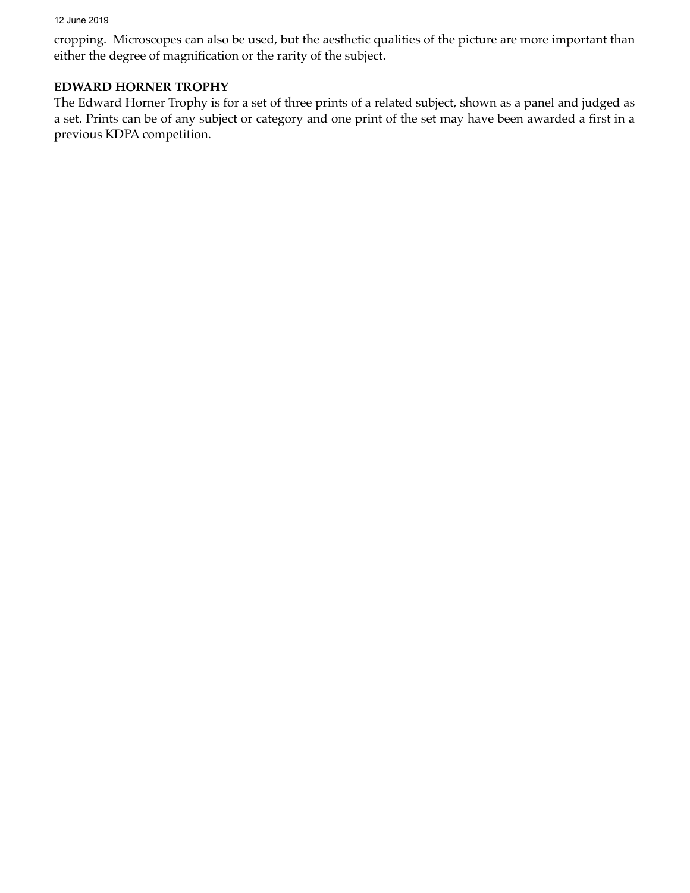cropping. Microscopes can also be used, but the aesthetic qualities of the picture are more important than either the degree of magnification or the rarity of the subject.

**EDWARD HORNER TROPHY**

The Edward Horner Trophy is for a set of three prints of a related subject, shown as a panel and judged as a set. Prints can be of any subject or category and one print of the set may have been awarded a first in a previous KDPA competition.